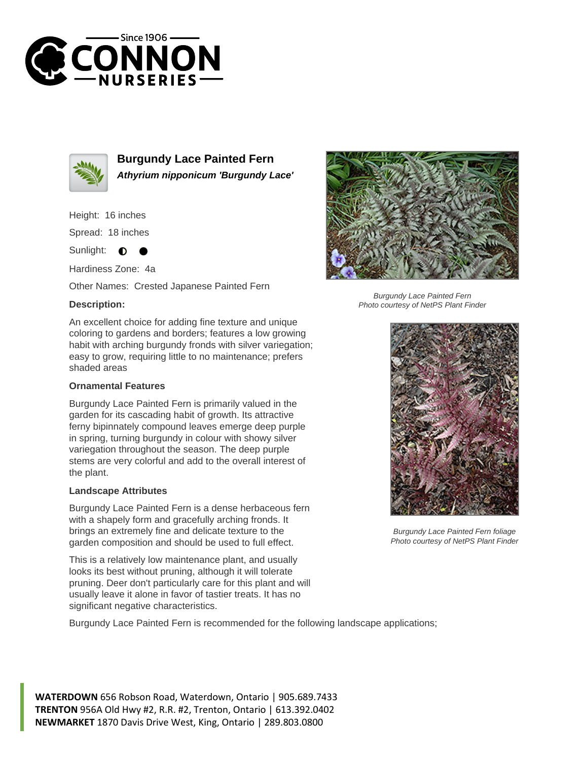# Burgundy Lace Painted Fern

***Athyrium nipponicum 'Burgundy Lace'***

Height: 16 inches

Spread: 18 inches

Sunlight: ◐ ●

Hardiness Zone: 4a

Other Names: Crested Japanese Painted Fern

**Description:**

An excellent choice for adding fine texture and unique coloring to gardens and borders; features a low growing habit with arching burgundy fronds with silver variegation; easy to grow, requiring little to no maintenance; prefers shaded areas

### Ornamental Features

Burgundy Lace Painted Fern is primarily valued in the garden for its cascading habit of growth. Its attractive ferny bipinnately compound leaves emerge deep purple in spring, turning burgundy in colour with showy silver variegation throughout the season. The deep purple stems are very colorful and add to the overall interest of the plant.

### Landscape Attributes

Burgundy Lace Painted Fern is a dense herbaceous fern with a shapely form and gracefully arching fronds. It brings an extremely fine and delicate texture to the garden composition and should be used to full effect.

This is a relatively low maintenance plant, and usually looks its best without pruning, although it will tolerate pruning. Deer don't particularly care for this plant and will usually leave it alone in favor of tastier treats. It has no significant negative characteristics.

Burgundy Lace Painted Fern is recommended for the following landscape applications;

*Burgundy Lace Painted Fern*
*Photo courtesy of NetPS Plant Finder*

*Burgundy Lace Painted Fern foliage*
*Photo courtesy of NetPS Plant Finder*

**WATERDOWN** 656 Robson Road, Waterdown, Ontario | 905.689.7433
**TRENTON** 956A Old Hwy #2, R.R. #2, Trenton, Ontario | 613.392.0402
**NEWMARKET** 1870 Davis Drive West, King, Ontario | 289.803.0800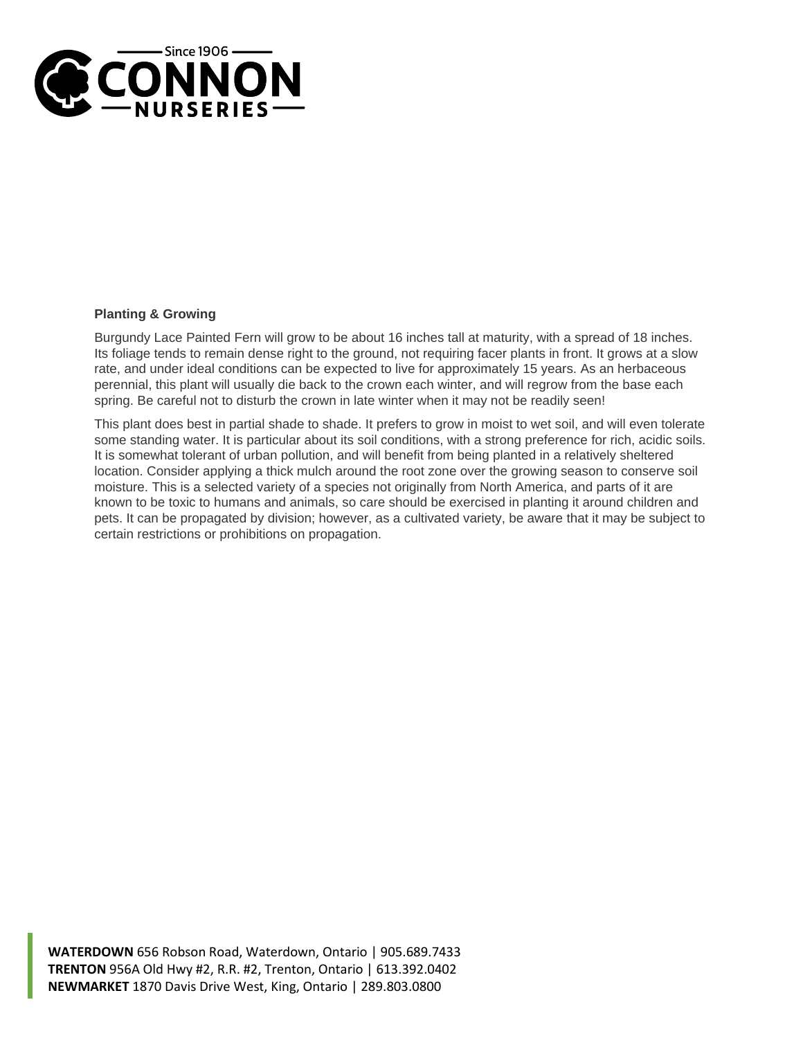### Planting & Growing

Burgundy Lace Painted Fern will grow to be about 16 inches tall at maturity, with a spread of 18 inches. Its foliage tends to remain dense right to the ground, not requiring facer plants in front. It grows at a slow rate, and under ideal conditions can be expected to live for approximately 15 years. As an herbaceous perennial, this plant will usually die back to the crown each winter, and will regrow from the base each spring. Be careful not to disturb the crown in late winter when it may not be readily seen!

This plant does best in partial shade to shade. It prefers to grow in moist to wet soil, and will even tolerate some standing water. It is particular about its soil conditions, with a strong preference for rich, acidic soils. It is somewhat tolerant of urban pollution, and will benefit from being planted in a relatively sheltered location. Consider applying a thick mulch around the root zone over the growing season to conserve soil moisture. This is a selected variety of a species not originally from North America, and parts of it are known to be toxic to humans and animals, so care should be exercised in planting it around children and pets. It can be propagated by division; however, as a cultivated variety, be aware that it may be subject to certain restrictions or prohibitions on propagation.

**WATERDOWN** 656 Robson Road, Waterdown, Ontario | 905.689.7433
**TRENTON** 956A Old Hwy #2, R.R. #2, Trenton, Ontario | 613.392.0402
**NEWMARKET** 1870 Davis Drive West, King, Ontario | 289.803.0800